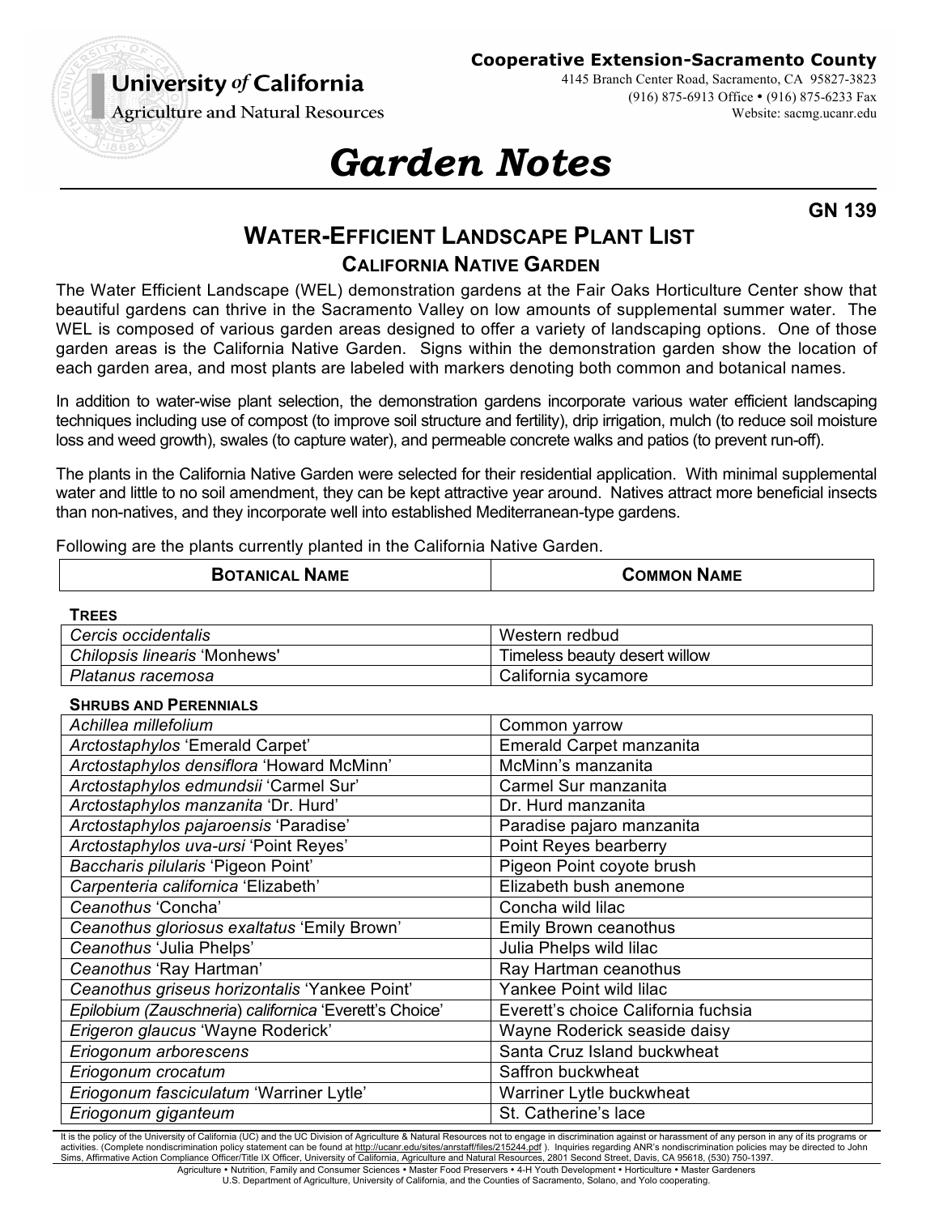**University of California**
**Agriculture and Natural Resources**

**Cooperative Extension-Sacramento County**
4145 Branch Center Road, Sacramento, CA 95827-3823
(916) 875-6913 Office • (916) 875-6233 Fax
Website: sacmg.ucanr.edu

# *Garden Notes*

**GN 139**

## Water-Efficient Landscape Plant List

### California Native Garden

The Water Efficient Landscape (WEL) demonstration gardens at the Fair Oaks Horticulture Center show that beautiful gardens can thrive in the Sacramento Valley on low amounts of supplemental summer water. The WEL is composed of various garden areas designed to offer a variety of landscaping options. One of those garden areas is the California Native Garden. Signs within the demonstration garden show the location of each garden area, and most plants are labeled with markers denoting both common and botanical names.

In addition to water-wise plant selection, the demonstration gardens incorporate various water efficient landscaping techniques including use of compost (to improve soil structure and fertility), drip irrigation, mulch (to reduce soil moisture loss and weed growth), swales (to capture water), and permeable concrete walks and patios (to prevent run-off).

The plants in the California Native Garden were selected for their residential application. With minimal supplemental water and little to no soil amendment, they can be kept attractive year around. Natives attract more beneficial insects than non-natives, and they incorporate well into established Mediterranean-type gardens.

Following are the plants currently planted in the California Native Garden.

| Botanical Name | Common Name |
|---|---|
| **Trees** | |
| *Cercis occidentalis* | Western redbud |
| *Chilopsis linearis* 'Monhews' | Timeless beauty desert willow |
| *Platanus racemosa* | California sycamore |
| **Shrubs and Perennials** | |
| *Achillea millefolium* | Common yarrow |
| *Arctostaphylos* 'Emerald Carpet' | Emerald Carpet manzanita |
| *Arctostaphylos densiflora* 'Howard McMinn' | McMinn's manzanita |
| *Arctostaphylos edmundsii* 'Carmel Sur' | Carmel Sur manzanita |
| *Arctostaphylos manzanita* 'Dr. Hurd' | Dr. Hurd manzanita |
| *Arctostaphylos pajaroensis* 'Paradise' | Paradise pajaro manzanita |
| *Arctostaphylos uva-ursi* 'Point Reyes' | Point Reyes bearberry |
| *Baccharis pilularis* 'Pigeon Point' | Pigeon Point coyote brush |
| *Carpenteria californica* 'Elizabeth' | Elizabeth bush anemone |
| *Ceanothus* 'Concha' | Concha wild lilac |
| *Ceanothus gloriosus exaltatus* 'Emily Brown' | Emily Brown ceanothus |
| *Ceanothus* 'Julia Phelps' | Julia Phelps wild lilac |
| *Ceanothus* 'Ray Hartman' | Ray Hartman ceanothus |
| *Ceanothus griseus horizontalis* 'Yankee Point' | Yankee Point wild lilac |
| *Epilobium (Zauschneria) californica* 'Everett's Choice' | Everett's choice California fuchsia |
| *Erigeron glaucus* 'Wayne Roderick' | Wayne Roderick seaside daisy |
| *Eriogonum arborescens* | Santa Cruz Island buckwheat |
| *Eriogonum crocatum* | Saffron buckwheat |
| *Eriogonum fasciculatum* 'Warriner Lytle' | Warriner Lytle buckwheat |
| *Eriogonum giganteum* | St. Catherine's lace |

It is the policy of the University of California (UC) and the UC Division of Agriculture & Natural Resources not to engage in discrimination against or harassment of any person in any of its programs or activities. (Complete nondiscrimination policy statement can be found at http://ucanr.edu/sites/anrstaff/files/215244.pdf ). Inquiries regarding ANR's nondiscrimination policies may be directed to John Sims, Affirmative Action Compliance Officer/Title IX Officer, University of California, Agriculture and Natural Resources, 2801 Second Street, Davis, CA 95618, (530) 750-1397.

Agriculture • Nutrition, Family and Consumer Sciences • Master Food Preservers • 4-H Youth Development • Horticulture • Master Gardeners
U.S. Department of Agriculture, University of California, and the Counties of Sacramento, Solano, and Yolo cooperating.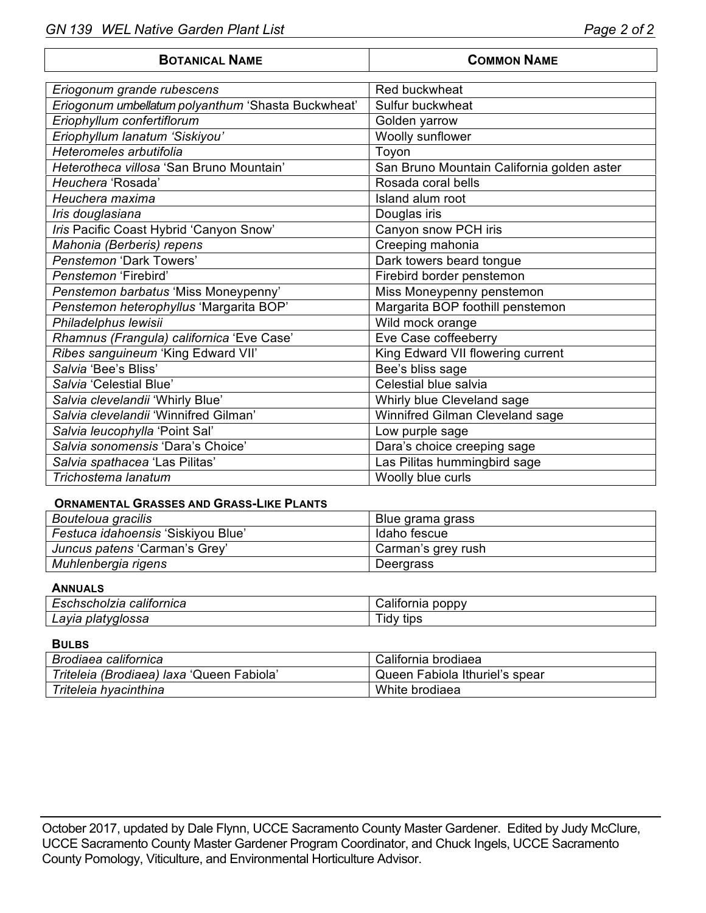| **BOTANICAL NAME** | **COMMON NAME** |
|---|---|
| *Eriogonum grande rubescens* | Red buckwheat |
| *Eriogonum umbellatum polyanthum* 'Shasta Buckwheat' | Sulfur buckwheat |
| *Eriophyllum confertiflorum* | Golden yarrow |
| *Eriophyllum lanatum 'Siskiyou'* | Woolly sunflower |
| *Heteromeles arbutifolia* | Toyon |
| *Heterotheca villosa* 'San Bruno Mountain' | San Bruno Mountain California golden aster |
| *Heuchera* 'Rosada' | Rosada coral bells |
| *Heuchera maxima* | Island alum root |
| *Iris douglasiana* | Douglas iris |
| *Iris* Pacific Coast Hybrid 'Canyon Snow' | Canyon snow PCH iris |
| *Mahonia (Berberis) repens* | Creeping mahonia |
| *Penstemon* 'Dark Towers' | Dark towers beard tongue |
| *Penstemon* 'Firebird' | Firebird border penstemon |
| *Penstemon barbatus* 'Miss Moneypenny' | Miss Moneypenny penstemon |
| *Penstemon heterophyllus* 'Margarita BOP' | Margarita BOP foothill penstemon |
| *Philadelphus lewisii* | Wild mock orange |
| *Rhamnus (Frangula) californica* 'Eve Case' | Eve Case coffeeberry |
| *Ribes sanguineum* 'King Edward VII' | King Edward VII flowering current |
| *Salvia* 'Bee's Bliss' | Bee's bliss sage |
| *Salvia* 'Celestial Blue' | Celestial blue salvia |
| *Salvia clevelandii* 'Whirly Blue' | Whirly blue Cleveland sage |
| *Salvia clevelandii* 'Winnifred Gilman' | Winnifred Gilman Cleveland sage |
| *Salvia leucophylla* 'Point Sal' | Low purple sage |
| *Salvia sonomensis* 'Dara's Choice' | Dara's choice creeping sage |
| *Salvia spathacea* 'Las Pilitas' | Las Pilitas hummingbird sage |
| *Trichostema lanatum* | Woolly blue curls |

**ORNAMENTAL GRASSES AND GRASS-LIKE PLANTS**

| | |
|---|---|
| *Bouteloua gracilis* | Blue grama grass |
| *Festuca idahoensis* 'Siskiyou Blue' | Idaho fescue |
| *Juncus patens* 'Carman's Grey' | Carman's grey rush |
| *Muhlenbergia rigens* | Deergrass |

**ANNUALS**

| | |
|---|---|
| *Eschscholzia californica* | California poppy |
| *Layia platyglossa* | Tidy tips |

**BULBS**

| | |
|---|---|
| *Brodiaea californica* | California brodiaea |
| *Triteleia (Brodiaea) laxa* 'Queen Fabiola' | Queen Fabiola Ithuriel's spear |
| *Triteleia hyacinthina* | White brodiaea |

October 2017, updated by Dale Flynn, UCCE Sacramento County Master Gardener. Edited by Judy McClure, UCCE Sacramento County Master Gardener Program Coordinator, and Chuck Ingels, UCCE Sacramento County Pomology, Viticulture, and Environmental Horticulture Advisor.